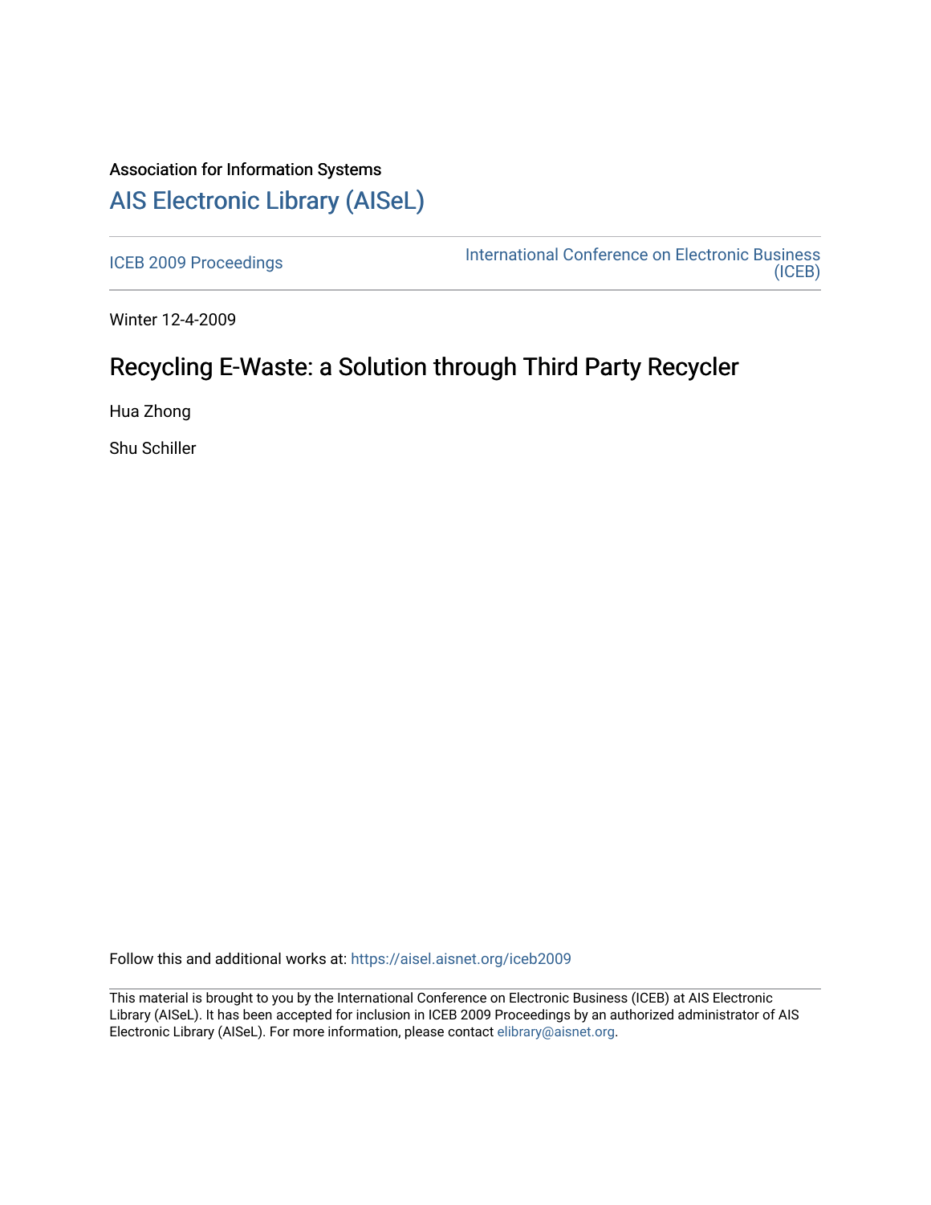Association for Information Systems

# AIS Electronic Library (AISeL)

ICEB 2009 Proceedings

International Conference on Electronic Business (ICEB)

Winter 12-4-2009

## Recycling E-Waste: a Solution through Third Party Recycler

Hua Zhong

Shu Schiller

Follow this and additional works at: https://aisel.aisnet.org/iceb2009

This material is brought to you by the International Conference on Electronic Business (ICEB) at AIS Electronic Library (AISeL). It has been accepted for inclusion in ICEB 2009 Proceedings by an authorized administrator of AIS Electronic Library (AISeL). For more information, please contact elibrary@aisnet.org.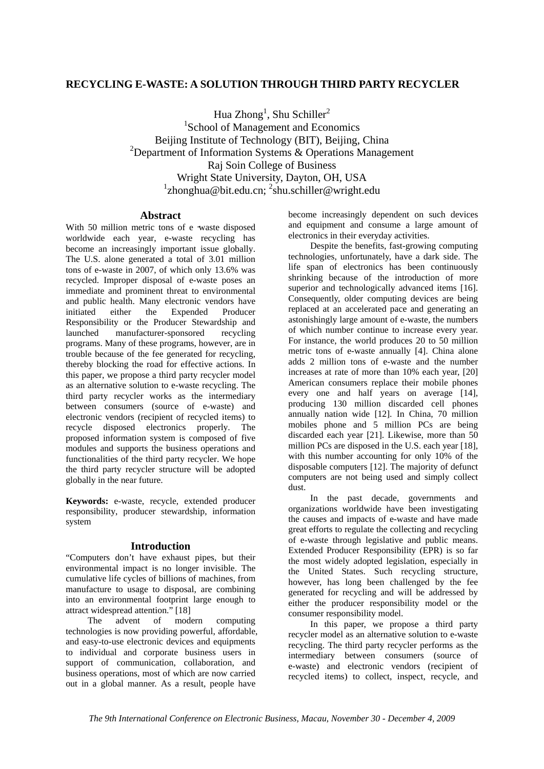# RECYCLING E-WASTE: A SOLUTION THROUGH THIRD PARTY RECYCLER

Hua Zhong[1], Shu Schiller[2]

[1]School of Management and Economics
Beijing Institute of Technology (BIT), Beijing, China
[2]Department of Information Systems & Operations Management
Raj Soin College of Business
Wright State University, Dayton, OH, USA
[1]zhonghua@bit.edu.cn; [2]shu.schiller@wright.edu

## Abstract

With 50 million metric tons of e-waste disposed worldwide each year, e-waste recycling has become an increasingly important issue globally. The U.S. alone generated a total of 3.01 million tons of e-waste in 2007, of which only 13.6% was recycled. Improper disposal of e-waste poses an immediate and prominent threat to environmental and public health. Many electronic vendors have initiated either the Expended Producer Responsibility or the Producer Stewardship and launched manufacturer-sponsored recycling programs. Many of these programs, however, are in trouble because of the fee generated for recycling, thereby blocking the road for effective actions. In this paper, we propose a third party recycler model as an alternative solution to e-waste recycling. The third party recycler works as the intermediary between consumers (source of e-waste) and electronic vendors (recipient of recycled items) to recycle disposed electronics properly. The proposed information system is composed of five modules and supports the business operations and functionalities of the third party recycler. We hope the third party recycler structure will be adopted globally in the near future.

**Keywords:** e-waste, recycle, extended producer responsibility, producer stewardship, information system

## Introduction

"Computers don't have exhaust pipes, but their environmental impact is no longer invisible. The cumulative life cycles of billions of machines, from manufacture to usage to disposal, are combining into an environmental footprint large enough to attract widespread attention." [18]

The advent of modern computing technologies is now providing powerful, affordable, and easy-to-use electronic devices and equipments to individual and corporate business users in support of communication, collaboration, and business operations, most of which are now carried out in a global manner. As a result, people have become increasingly dependent on such devices and equipment and consume a large amount of electronics in their everyday activities.

Despite the benefits, fast-growing computing technologies, unfortunately, have a dark side. The life span of electronics has been continuously shrinking because of the introduction of more superior and technologically advanced items [16]. Consequently, older computing devices are being replaced at an accelerated pace and generating an astonishingly large amount of e-waste, the numbers of which number continue to increase every year. For instance, the world produces 20 to 50 million metric tons of e-waste annually [4]. China alone adds 2 million tons of e-waste and the number increases at rate of more than 10% each year, [20] American consumers replace their mobile phones every one and half years on average [14], producing 130 million discarded cell phones annually nation wide [12]. In China, 70 million mobiles phone and 5 million PCs are being discarded each year [21]. Likewise, more than 50 million PCs are disposed in the U.S. each year [18], with this number accounting for only 10% of the disposable computers [12]. The majority of defunct computers are not being used and simply collect dust.

In the past decade, governments and organizations worldwide have been investigating the causes and impacts of e-waste and have made great efforts to regulate the collecting and recycling of e-waste through legislative and public means. Extended Producer Responsibility (EPR) is so far the most widely adopted legislation, especially in the United States. Such recycling structure, however, has long been challenged by the fee generated for recycling and will be addressed by either the producer responsibility model or the consumer responsibility model.

In this paper, we propose a third party recycler model as an alternative solution to e-waste recycling. The third party recycler performs as the intermediary between consumers (source of e-waste) and electronic vendors (recipient of recycled items) to collect, inspect, recycle, and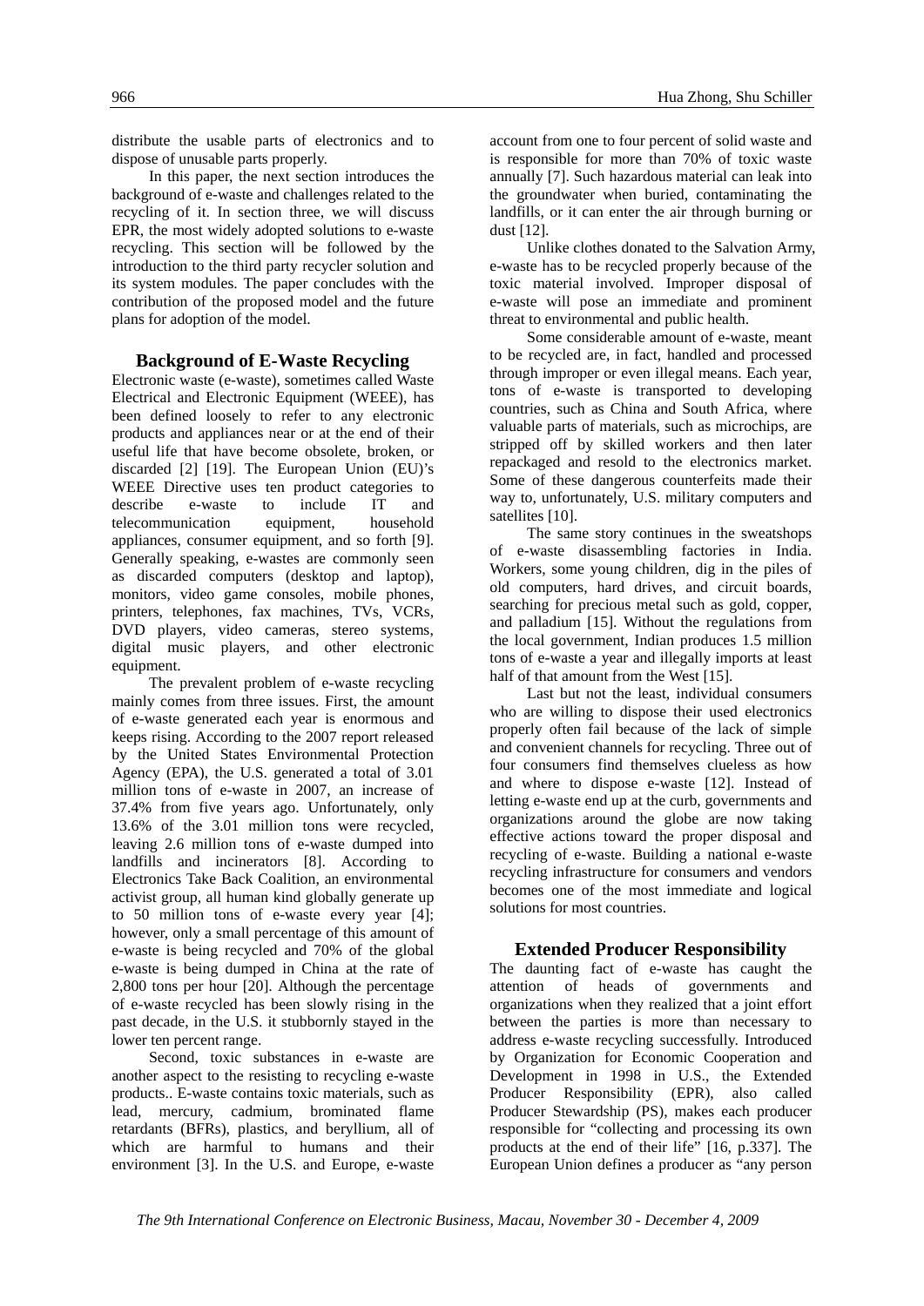distribute the usable parts of electronics and to dispose of unusable parts properly.

In this paper, the next section introduces the background of e-waste and challenges related to the recycling of it. In section three, we will discuss EPR, the most widely adopted solutions to e-waste recycling. This section will be followed by the introduction to the third party recycler solution and its system modules. The paper concludes with the contribution of the proposed model and the future plans for adoption of the model.

## Background of E-Waste Recycling

Electronic waste (e-waste), sometimes called Waste Electrical and Electronic Equipment (WEEE), has been defined loosely to refer to any electronic products and appliances near or at the end of their useful life that have become obsolete, broken, or discarded [2] [19]. The European Union (EU)'s WEEE Directive uses ten product categories to describe e-waste to include IT and telecommunication equipment, household appliances, consumer equipment, and so forth [9]. Generally speaking, e-wastes are commonly seen as discarded computers (desktop and laptop), monitors, video game consoles, mobile phones, printers, telephones, fax machines, TVs, VCRs, DVD players, video cameras, stereo systems, digital music players, and other electronic equipment.

The prevalent problem of e-waste recycling mainly comes from three issues. First, the amount of e-waste generated each year is enormous and keeps rising. According to the 2007 report released by the United States Environmental Protection Agency (EPA), the U.S. generated a total of 3.01 million tons of e-waste in 2007, an increase of 37.4% from five years ago. Unfortunately, only 13.6% of the 3.01 million tons were recycled, leaving 2.6 million tons of e-waste dumped into landfills and incinerators [8]. According to Electronics Take Back Coalition, an environmental activist group, all human kind globally generate up to 50 million tons of e-waste every year [4]; however, only a small percentage of this amount of e-waste is being recycled and 70% of the global e-waste is being dumped in China at the rate of 2,800 tons per hour [20]. Although the percentage of e-waste recycled has been slowly rising in the past decade, in the U.S. it stubbornly stayed in the lower ten percent range.

Second, toxic substances in e-waste are another aspect to the resisting to recycling e-waste products.. E-waste contains toxic materials, such as lead, mercury, cadmium, brominated flame retardants (BFRs), plastics, and beryllium, all of which are harmful to humans and their environment [3]. In the U.S. and Europe, e-waste account from one to four percent of solid waste and is responsible for more than 70% of toxic waste annually [7]. Such hazardous material can leak into the groundwater when buried, contaminating the landfills, or it can enter the air through burning or dust [12].

Unlike clothes donated to the Salvation Army, e-waste has to be recycled properly because of the toxic material involved. Improper disposal of e-waste will pose an immediate and prominent threat to environmental and public health.

Some considerable amount of e-waste, meant to be recycled are, in fact, handled and processed through improper or even illegal means. Each year, tons of e-waste is transported to developing countries, such as China and South Africa, where valuable parts of materials, such as microchips, are stripped off by skilled workers and then later repackaged and resold to the electronics market. Some of these dangerous counterfeits made their way to, unfortunately, U.S. military computers and satellites [10].

The same story continues in the sweatshops of e-waste disassembling factories in India. Workers, some young children, dig in the piles of old computers, hard drives, and circuit boards, searching for precious metal such as gold, copper, and palladium [15]. Without the regulations from the local government, Indian produces 1.5 million tons of e-waste a year and illegally imports at least half of that amount from the West [15].

Last but not the least, individual consumers who are willing to dispose their used electronics properly often fail because of the lack of simple and convenient channels for recycling. Three out of four consumers find themselves clueless as how and where to dispose e-waste [12]. Instead of letting e-waste end up at the curb, governments and organizations around the globe are now taking effective actions toward the proper disposal and recycling of e-waste. Building a national e-waste recycling infrastructure for consumers and vendors becomes one of the most immediate and logical solutions for most countries.

## Extended Producer Responsibility

The daunting fact of e-waste has caught the attention of heads of governments and organizations when they realized that a joint effort between the parties is more than necessary to address e-waste recycling successfully. Introduced by Organization for Economic Cooperation and Development in 1998 in U.S., the Extended Producer Responsibility (EPR), also called Producer Stewardship (PS), makes each producer responsible for "collecting and processing its own products at the end of their life" [16, p.337]. The European Union defines a producer as "any person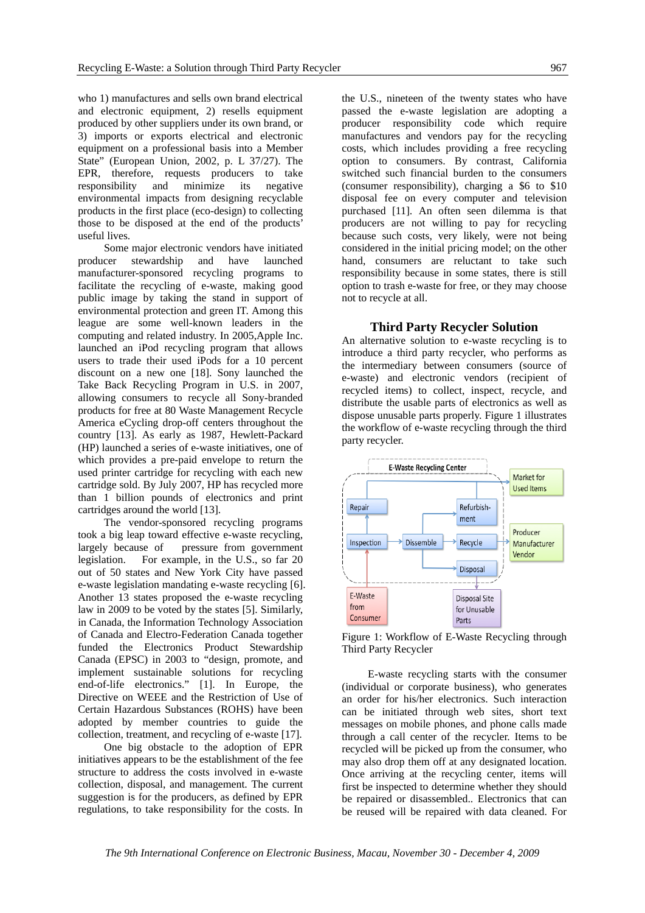who 1) manufactures and sells own brand electrical and electronic equipment, 2) resells equipment produced by other suppliers under its own brand, or 3) imports or exports electrical and electronic equipment on a professional basis into a Member State" (European Union, 2002, p. L 37/27). The EPR, therefore, requests producers to take responsibility and minimize its negative environmental impacts from designing recyclable products in the first place (eco-design) to collecting those to be disposed at the end of the products' useful lives.

Some major electronic vendors have initiated producer stewardship and have launched manufacturer-sponsored recycling programs to facilitate the recycling of e-waste, making good public image by taking the stand in support of environmental protection and green IT. Among this league are some well-known leaders in the computing and related industry. In 2005,Apple Inc. launched an iPod recycling program that allows users to trade their used iPods for a 10 percent discount on a new one [18]. Sony launched the Take Back Recycling Program in U.S. in 2007, allowing consumers to recycle all Sony-branded products for free at 80 Waste Management Recycle America eCycling drop-off centers throughout the country [13]. As early as 1987, Hewlett-Packard (HP) launched a series of e-waste initiatives, one of which provides a pre-paid envelope to return the used printer cartridge for recycling with each new cartridge sold. By July 2007, HP has recycled more than 1 billion pounds of electronics and print cartridges around the world [13].

The vendor-sponsored recycling programs took a big leap toward effective e-waste recycling, largely because of pressure from government legislation. For example, in the U.S., so far 20 out of 50 states and New York City have passed e-waste legislation mandating e-waste recycling [6]. Another 13 states proposed the e-waste recycling law in 2009 to be voted by the states [5]. Similarly, in Canada, the Information Technology Association of Canada and Electro-Federation Canada together funded the Electronics Product Stewardship Canada (EPSC) in 2003 to "design, promote, and implement sustainable solutions for recycling end-of-life electronics." [1]. In Europe, the Directive on WEEE and the Restriction of Use of Certain Hazardous Substances (ROHS) have been adopted by member countries to guide the collection, treatment, and recycling of e-waste [17].

One big obstacle to the adoption of EPR initiatives appears to be the establishment of the fee structure to address the costs involved in e-waste collection, disposal, and management. The current suggestion is for the producers, as defined by EPR regulations, to take responsibility for the costs. In the U.S., nineteen of the twenty states who have passed the e-waste legislation are adopting a producer responsibility code which require manufactures and vendors pay for the recycling costs, which includes providing a free recycling option to consumers. By contrast, California switched such financial burden to the consumers (consumer responsibility), charging a $6 to $10 disposal fee on every computer and television purchased [11]. An often seen dilemma is that producers are not willing to pay for recycling because such costs, very likely, were not being considered in the initial pricing model; on the other hand, consumers are reluctant to take such responsibility because in some states, there is still option to trash e-waste for free, or they may choose not to recycle at all.

## Third Party Recycler Solution

An alternative solution to e-waste recycling is to introduce a third party recycler, who performs as the intermediary between consumers (source of e-waste) and electronic vendors (recipient of recycled items) to collect, inspect, recycle, and distribute the usable parts of electronics as well as dispose unusable parts properly. Figure 1 illustrates the workflow of e-waste recycling through the third party recycler.

E-Waste Recycling Center

Market for Used Items

Repair

Refurbishment

Producer Manufacturer Vendor

Inspection → Dissemble → Recycle

Disposal

E-Waste from Consumer

Disposal Site for Unusable Parts

Figure 1: Workflow of E-Waste Recycling through Third Party Recycler

E-waste recycling starts with the consumer (individual or corporate business), who generates an order for his/her electronics. Such interaction can be initiated through web sites, short text messages on mobile phones, and phone calls made through a call center of the recycler. Items to be recycled will be picked up from the consumer, who may also drop them off at any designated location. Once arriving at the recycling center, items will first be inspected to determine whether they should be repaired or disassembled.. Electronics that can be reused will be repaired with data cleaned. For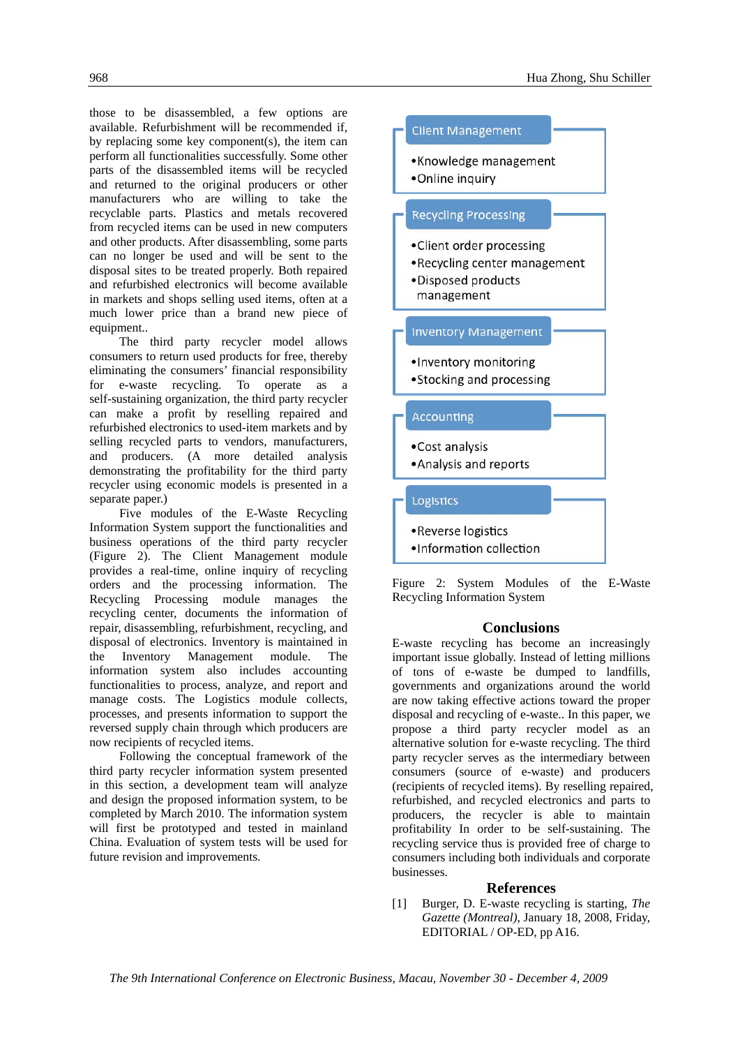those to be disassembled, a few options are available. Refurbishment will be recommended if, by replacing some key component(s), the item can perform all functionalities successfully. Some other parts of the disassembled items will be recycled and returned to the original producers or other manufacturers who are willing to take the recyclable parts. Plastics and metals recovered from recycled items can be used in new computers and other products. After disassembling, some parts can no longer be used and will be sent to the disposal sites to be treated properly. Both repaired and refurbished electronics will become available in markets and shops selling used items, often at a much lower price than a brand new piece of equipment..

The third party recycler model allows consumers to return used products for free, thereby eliminating the consumers' financial responsibility for e-waste recycling. To operate as a self-sustaining organization, the third party recycler can make a profit by reselling repaired and refurbished electronics to used-item markets and by selling recycled parts to vendors, manufacturers, and producers. (A more detailed analysis demonstrating the profitability for the third party recycler using economic models is presented in a separate paper.)

Five modules of the E-Waste Recycling Information System support the functionalities and business operations of the third party recycler (Figure 2). The Client Management module provides a real-time, online inquiry of recycling orders and the processing information. The Recycling Processing module manages the recycling center, documents the information of repair, disassembling, refurbishment, recycling, and disposal of electronics. Inventory is maintained in the Inventory Management module. The information system also includes accounting functionalities to process, analyze, and report and manage costs. The Logistics module collects, processes, and presents information to support the reversed supply chain through which producers are now recipients of recycled items.

Following the conceptual framework of the third party recycler information system presented in this section, a development team will analyze and design the proposed information system, to be completed by March 2010. The information system will first be prototyped and tested in mainland China. Evaluation of system tests will be used for future revision and improvements.

**Client Management**
- Knowledge management
- Online inquiry

**Recycling Processing**
- Client order processing
- Recycling center management
- Disposed products management

**Inventory Management**
- Inventory monitoring
- Stocking and processing

**Accounting**
- Cost analysis
- Analysis and reports

**Logistics**
- Reverse logistics
- Information collection

Figure 2: System Modules of the E-Waste Recycling Information System

## Conclusions

E-waste recycling has become an increasingly important issue globally. Instead of letting millions of tons of e-waste be dumped to landfills, governments and organizations around the world are now taking effective actions toward the proper disposal and recycling of e-waste.. In this paper, we propose a third party recycler model as an alternative solution for e-waste recycling. The third party recycler serves as the intermediary between consumers (source of e-waste) and producers (recipients of recycled items). By reselling repaired, refurbished, and recycled electronics and parts to producers, the recycler is able to maintain profitability In order to be self-sustaining. The recycling service thus is provided free of charge to consumers including both individuals and corporate businesses.

## References

[1] Burger, D. E-waste recycling is starting, *The Gazette (Montreal)*, January 18, 2008, Friday, EDITORIAL / OP-ED, pp A16.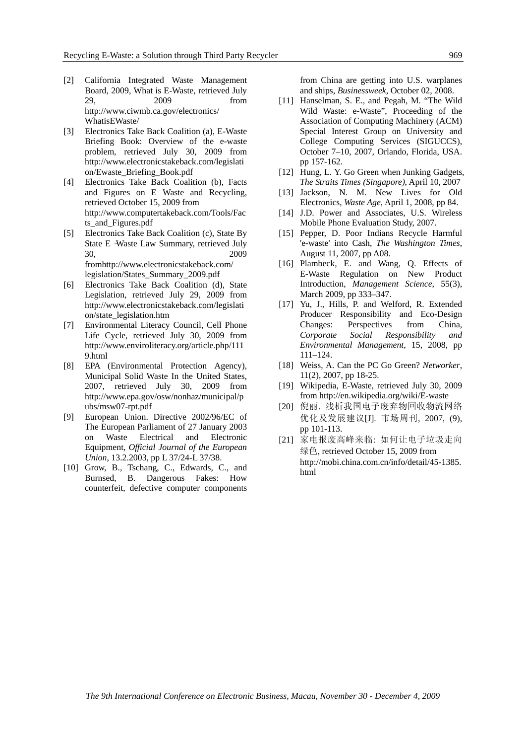[2] California Integrated Waste Management Board, 2009, What is E-Waste, retrieved July 29, 2009 from http://www.ciwmb.ca.gov/electronics/WhatisEWaste/

[3] Electronics Take Back Coalition (a), E-Waste Briefing Book: Overview of the e-waste problem, retrieved July 30, 2009 from http://www.electronicstakeback.com/legislation/Ewaste_Briefing_Book.pdf

[4] Electronics Take Back Coalition (b), Facts and Figures on E Waste and Recycling, retrieved October 15, 2009 from http://www.computertakeback.com/Tools/Facts_and_Figures.pdf

[5] Electronics Take Back Coalition (c), State By State E -Waste Law Summary, retrieved July 30, 2009 fromhttp://www.electronicstakeback.com/legislation/States_Summary_2009.pdf

[6] Electronics Take Back Coalition (d), State Legislation, retrieved July 29, 2009 from http://www.electronicstakeback.com/legislation/state_legislation.htm

[7] Environmental Literacy Council, Cell Phone Life Cycle, retrieved July 30, 2009 from http://www.enviroliteracy.org/article.php/1119.html

[8] EPA (Environmental Protection Agency), Municipal Solid Waste In the United States, 2007, retrieved July 30, 2009 from http://www.epa.gov/osw/nonhaz/municipal/pubs/msw07-rpt.pdf

[9] European Union. Directive 2002/96/EC of The European Parliament of 27 January 2003 on Waste Electrical and Electronic Equipment, *Official Journal of the European Union*, 13.2.2003, pp L 37/24-L 37/38.

[10] Grow, B., Tschang, C., Edwards, C., and Burnsed, B. Dangerous Fakes: How counterfeit, defective computer components from China are getting into U.S. warplanes and ships, *Businessweek*, October 02, 2008.

[11] Hanselman, S. E., and Pegah, M. "The Wild Wild Waste: e-Waste", Proceeding of the Association of Computing Machinery (ACM) Special Interest Group on University and College Computing Services (SIGUCCS), October 7–10, 2007, Orlando, Florida, USA. pp 157-162.

[12] Hung, L. Y. Go Green when Junking Gadgets, *The Straits Times (Singapore)*, April 10, 2007

[13] Jackson, N. M. New Lives for Old Electronics, *Waste Age*, April 1, 2008, pp 84.

[14] J.D. Power and Associates, U.S. Wireless Mobile Phone Evaluation Study, 2007.

[15] Pepper, D. Poor Indians Recycle Harmful 'e-waste' into Cash, *The Washington Times*, August 11, 2007, pp A08.

[16] Plambeck, E. and Wang, Q. Effects of E-Waste Regulation on New Product Introduction, *Management Science*, 55(3), March 2009, pp 333–347.

[17] Yu, J., Hills, P. and Welford, R. Extended Producer Responsibility and Eco-Design Changes: Perspectives from China, *Corporate Social Responsibility and Environmental Management*, 15, 2008, pp 111–124.

[18] Weiss, A. Can the PC Go Green? *Networker*, 11(2), 2007, pp 18-25.

[19] Wikipedia, E-Waste, retrieved July 30, 2009 from http://en.wikipedia.org/wiki/E-waste

[20] 倪丽. 浅析我国电子废弃物回收物流网络优化及发展建议[J]. 市场周刊, 2007, (9), pp 101-113.

[21] 家电报废高峰来临: 如何让电子垃圾走向绿色, retrieved October 15, 2009 from http://mobi.china.com.cn/info/detail/45-1385.html